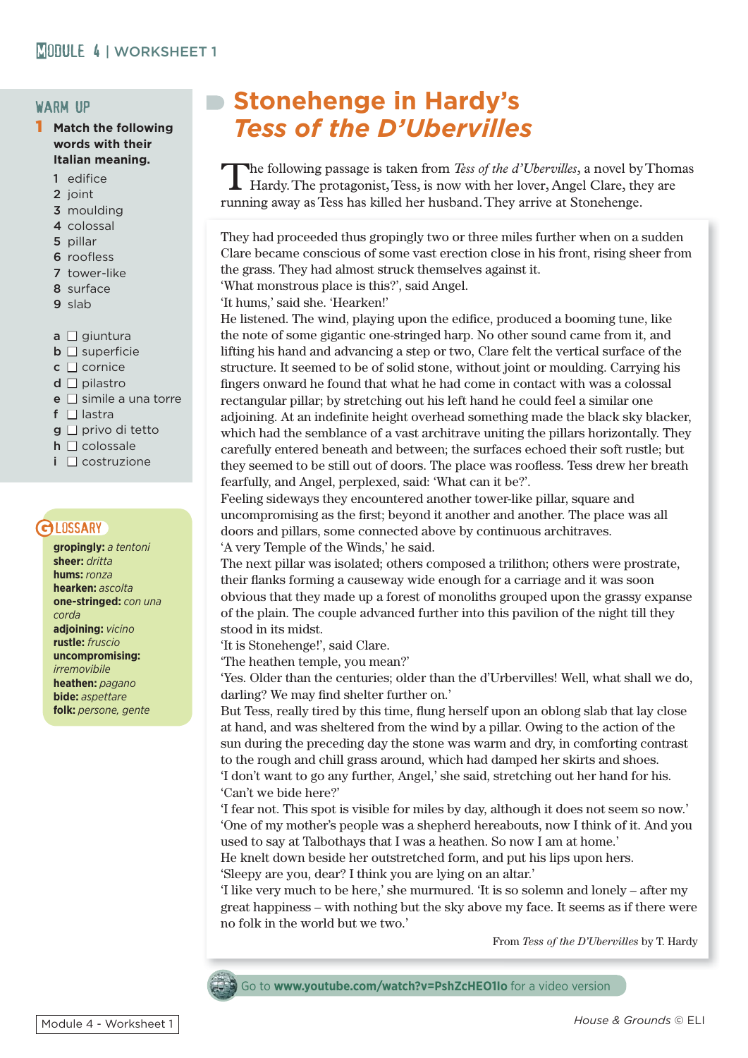## WARM UP

**1 Match the following words with their Italian meaning.**

1 edifice
2 joint
3 moulding
4 colossal
5 pillar
6 roofless
7 tower-like
8 surface
9 slab

a ☐ giuntura
b ☐ superficie
c ☐ cornice
d ☐ pilastro
e ☐ simile a una torre
f ☐ lastra
g ☐ privo di tetto
h ☐ colossale
i ☐ costruzione

## GLOSSARY

**gropingly:** *a tentoni*
**sheer:** *dritta*
**hums:** *ronza*
**hearken:** *ascolta*
**one-stringed:** *con una corda*
**adjoining:** *vicino*
**rustle:** *fruscio*
**uncompromising:** *irremovibile*
**heathen:** *pagano*
**bide:** *aspettare*
**folk:** *persone, gente*

# Stonehenge in Hardy's *Tess of the D'Ubervilles*

The following passage is taken from *Tess of the d'Ubervilles*, a novel by Thomas Hardy. The protagonist, Tess, is now with her lover, Angel Clare, they are running away as Tess has killed her husband. They arrive at Stonehenge.

They had proceeded thus gropingly two or three miles further when on a sudden Clare became conscious of some vast erection close in his front, rising sheer from the grass. They had almost struck themselves against it.
'What monstrous place is this?', said Angel.
'It hums,' said she. 'Hearken!'
He listened. The wind, playing upon the edifice, produced a booming tune, like the note of some gigantic one-stringed harp. No other sound came from it, and lifting his hand and advancing a step or two, Clare felt the vertical surface of the structure. It seemed to be of solid stone, without joint or moulding. Carrying his fingers onward he found that what he had come in contact with was a colossal rectangular pillar; by stretching out his left hand he could feel a similar one adjoining. At an indefinite height overhead something made the black sky blacker, which had the semblance of a vast architrave uniting the pillars horizontally. They carefully entered beneath and between; the surfaces echoed their soft rustle; but they seemed to be still out of doors. The place was roofless. Tess drew her breath fearfully, and Angel, perplexed, said: 'What can it be?'.
Feeling sideways they encountered another tower-like pillar, square and uncompromising as the first; beyond it another and another. The place was all doors and pillars, some connected above by continuous architraves.
'A very Temple of the Winds,' he said.
The next pillar was isolated; others composed a trilithon; others were prostrate, their flanks forming a causeway wide enough for a carriage and it was soon obvious that they made up a forest of monoliths grouped upon the grassy expanse of the plain. The couple advanced further into this pavilion of the night till they stood in its midst.
'It is Stonehenge!', said Clare.
'The heathen temple, you mean?'
'Yes. Older than the centuries; older than the d'Urbervilles! Well, what shall we do, darling? We may find shelter further on.'
But Tess, really tired by this time, flung herself upon an oblong slab that lay close at hand, and was sheltered from the wind by a pillar. Owing to the action of the sun during the preceding day the stone was warm and dry, in comforting contrast to the rough and chill grass around, which had damped her skirts and shoes.
'I don't want to go any further, Angel,' she said, stretching out her hand for his.
'Can't we bide here?'
'I fear not. This spot is visible for miles by day, although it does not seem so now.'
'One of my mother's people was a shepherd hereabouts, now I think of it. And you used to say at Talbothays that I was a heathen. So now I am at home.'
He knelt down beside her outstretched form, and put his lips upon hers.
'Sleepy are you, dear? I think you are lying on an altar.'
'I like very much to be here,' she murmured. 'It is so solemn and lonely – after my great happiness – with nothing but the sky above my face. It seems as if there were no folk in the world but we two.'

From *Tess of the D'Ubervilles* by T. Hardy

Go to **www.youtube.com/watch?v=PshZcHEO1lo** for a video version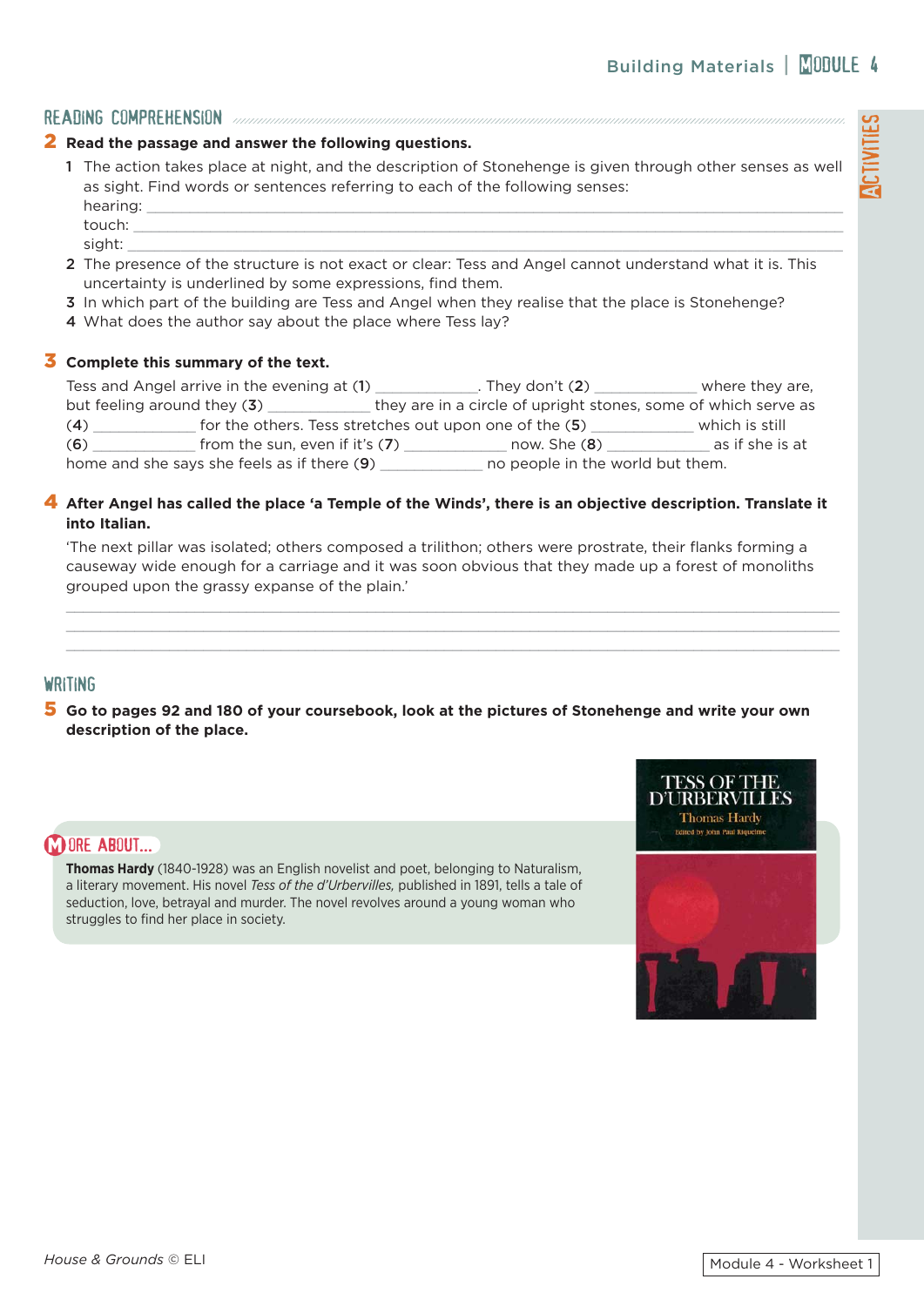## READING COMPREHENSION

**2 Read the passage and answer the following questions.**

1 The action takes place at night, and the description of Stonehenge is given through other senses as well as sight. Find words or sentences referring to each of the following senses:
hearing: ____________________
touch: ____________________
sight: ____________________

2 The presence of the structure is not exact or clear: Tess and Angel cannot understand what it is. This uncertainty is underlined by some expressions, find them.

3 In which part of the building are Tess and Angel when they realise that the place is Stonehenge?

4 What does the author say about the place where Tess lay?

**3 Complete this summary of the text.**

Tess and Angel arrive in the evening at (1) ____________. They don't (2) ____________ where they are, but feeling around they (3) ____________ they are in a circle of upright stones, some of which serve as (4) ____________ for the others. Tess stretches out upon one of the (5) ____________ which is still (6) ____________ from the sun, even if it's (7) ____________ now. She (8) ____________ as if she is at home and she says she feels as if there (9) ____________ no people in the world but them.

**4 After Angel has called the place 'a Temple of the Winds', there is an objective description. Translate it into Italian.**

'The next pillar was isolated; others composed a trilithon; others were prostrate, their flanks forming a causeway wide enough for a carriage and it was soon obvious that they made up a forest of monoliths grouped upon the grassy expanse of the plain.'

____________________
____________________
____________________

## WRITING

**5 Go to pages 92 and 180 of your coursebook, look at the pictures of Stonehenge and write your own description of the place.**

### MORE ABOUT...

**Thomas Hardy** (1840-1928) was an English novelist and poet, belonging to Naturalism, a literary movement. His novel *Tess of the d'Urbervilles,* published in 1891, tells a tale of seduction, love, betrayal and murder. The novel revolves around a young woman who struggles to find her place in society.

TESS OF THE D'URBERVILLES
Thomas Hardy
Edited by John Paul Riquelme